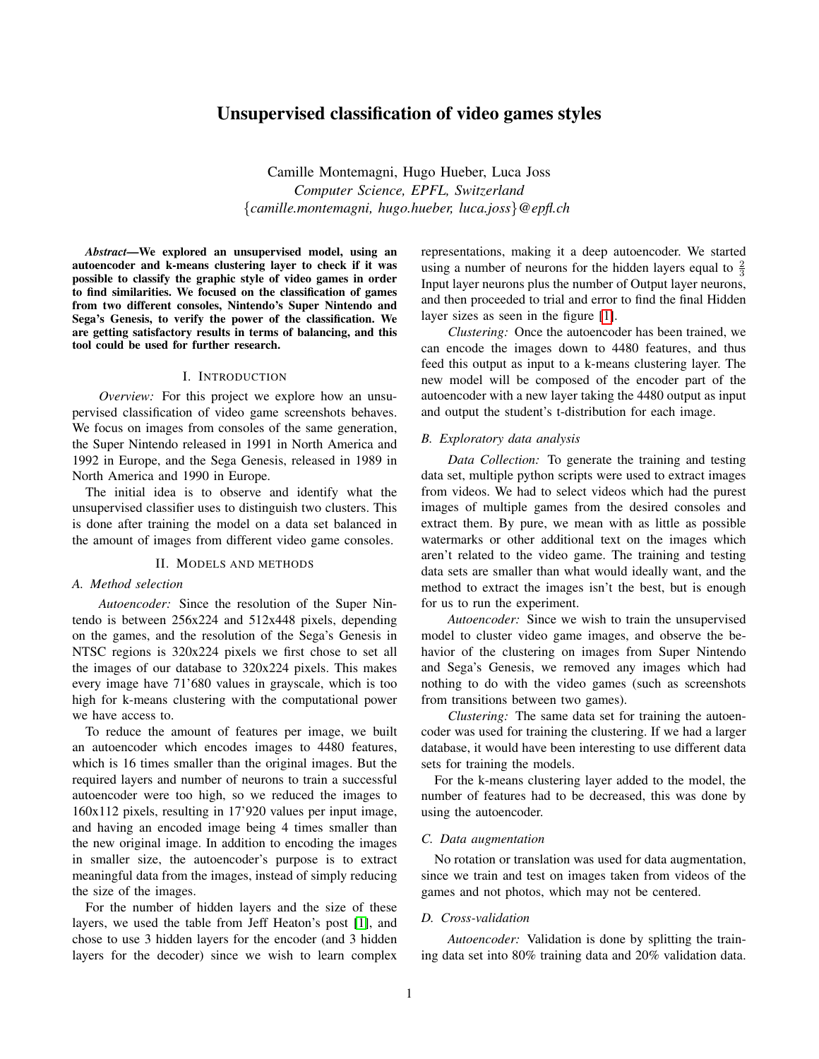# Unsupervised classification of video games styles

Camille Montemagni, Hugo Hueber, Luca Joss
*Computer Science, EPFL, Switzerland*
{*camille.montemagni, hugo.hueber, luca.joss*}*@epfl.ch*

***Abstract*—We explored an unsupervised model, using an autoencoder and k-means clustering layer to check if it was possible to classify the graphic style of video games in order to find similarities. We focused on the classification of games from two different consoles, Nintendo's Super Nintendo and Sega's Genesis, to verify the power of the classification. We are getting satisfactory results in terms of balancing, and this tool could be used for further research.**

## I. Introduction

*Overview:* For this project we explore how an unsupervised classification of video game screenshots behaves. We focus on images from consoles of the same generation, the Super Nintendo released in 1991 in North America and 1992 in Europe, and the Sega Genesis, released in 1989 in North America and 1990 in Europe.

The initial idea is to observe and identify what the unsupervised classifier uses to distinguish two clusters. This is done after training the model on a data set balanced in the amount of images from different video game consoles.

## II. Models and methods

### A. Method selection

*Autoencoder:* Since the resolution of the Super Nintendo is between 256x224 and 512x448 pixels, depending on the games, and the resolution of the Sega's Genesis in NTSC regions is 320x224 pixels we first chose to set all the images of our database to 320x224 pixels. This makes every image have 71'680 values in grayscale, which is too high for k-means clustering with the computational power we have access to.

To reduce the amount of features per image, we built an autoencoder which encodes images to 4480 features, which is 16 times smaller than the original images. But the required layers and number of neurons to train a successful autoencoder were too high, so we reduced the images to 160x112 pixels, resulting in 17'920 values per input image, and having an encoded image being 4 times smaller than the new original image. In addition to encoding the images in smaller size, the autoencoder's purpose is to extract meaningful data from the images, instead of simply reducing the size of the images.

For the number of hidden layers and the size of these layers, we used the table from Jeff Heaton's post [1], and chose to use 3 hidden layers for the encoder (and 3 hidden layers for the decoder) since we wish to learn complex representations, making it a deep autoencoder. We started using a number of neurons for the hidden layers equal to $\frac{2}{3}$ Input layer neurons plus the number of Output layer neurons, and then proceeded to trial and error to find the final Hidden layer sizes as seen in the figure [1].

*Clustering:* Once the autoencoder has been trained, we can encode the images down to 4480 features, and thus feed this output as input to a k-means clustering layer. The new model will be composed of the encoder part of the autoencoder with a new layer taking the 4480 output as input and output the student's t-distribution for each image.

### B. Exploratory data analysis

*Data Collection:* To generate the training and testing data set, multiple python scripts were used to extract images from videos. We had to select videos which had the purest images of multiple games from the desired consoles and extract them. By pure, we mean with as little as possible watermarks or other additional text on the images which aren't related to the video game. The training and testing data sets are smaller than what would ideally want, and the method to extract the images isn't the best, but is enough for us to run the experiment.

*Autoencoder:* Since we wish to train the unsupervised model to cluster video game images, and observe the behavior of the clustering on images from Super Nintendo and Sega's Genesis, we removed any images which had nothing to do with the video games (such as screenshots from transitions between two games).

*Clustering:* The same data set for training the autoencoder was used for training the clustering. If we had a larger database, it would have been interesting to use different data sets for training the models.

For the k-means clustering layer added to the model, the number of features had to be decreased, this was done by using the autoencoder.

### C. Data augmentation

No rotation or translation was used for data augmentation, since we train and test on images taken from videos of the games and not photos, which may not be centered.

### D. Cross-validation

*Autoencoder:* Validation is done by splitting the training data set into 80% training data and 20% validation data.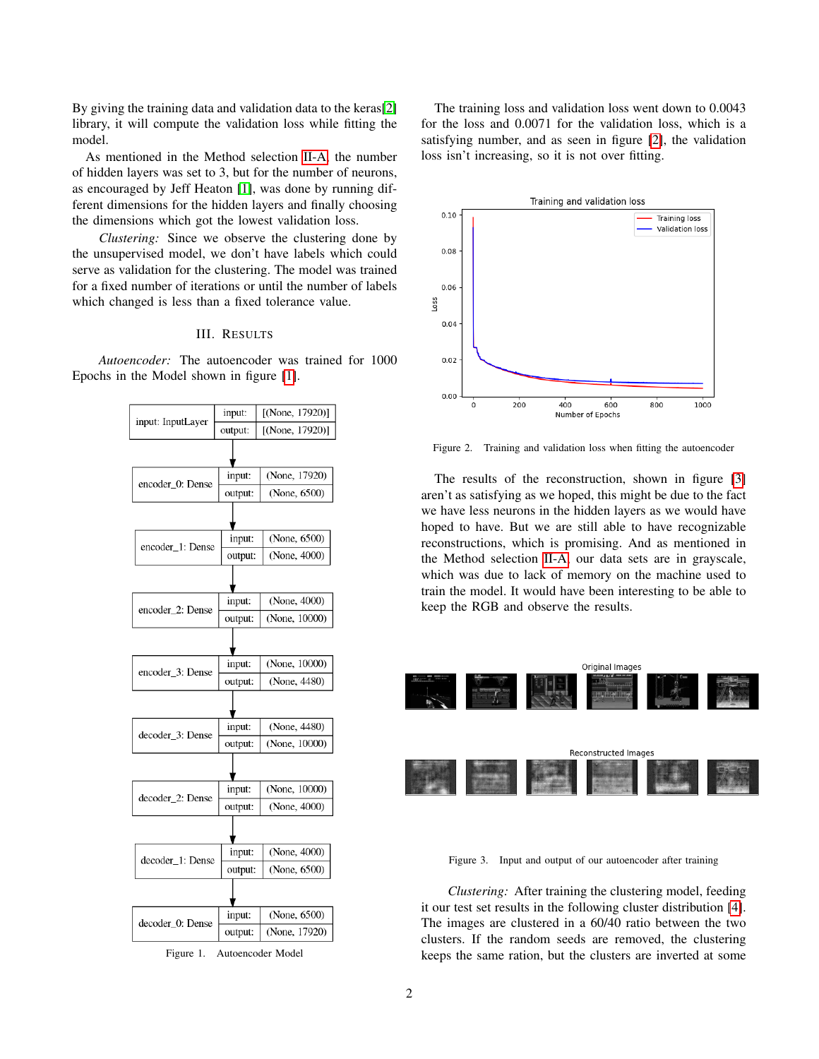By giving the training data and validation data to the keras[2] library, it will compute the validation loss while fitting the model.

As mentioned in the Method selection II-A, the number of hidden layers was set to 3, but for the number of neurons, as encouraged by Jeff Heaton [1], was done by running different dimensions for the hidden layers and finally choosing the dimensions which got the lowest validation loss.

*Clustering:* Since we observe the clustering done by the unsupervised model, we don't have labels which could serve as validation for the clustering. The model was trained for a fixed number of iterations or until the number of labels which changed is less than a fixed tolerance value.

## III. Results

*Autoencoder:* The autoencoder was trained for 1000 Epochs in the Model shown in figure 1.

input: InputLayer
input: [(None, 17920)]
output: [(None, 17920)]

encoder_0: Dense
input: (None, 17920)
output: (None, 6500)

encoder_1: Dense
input: (None, 6500)
output: (None, 4000)

encoder_2: Dense
input: (None, 4000)
output: (None, 10000)

encoder_3: Dense
input: (None, 10000)
output: (None, 4480)

decoder_3: Dense
input: (None, 4480)
output: (None, 10000)

decoder_2: Dense
input: (None, 10000)
output: (None, 4000)

decoder_1: Dense
input: (None, 4000)
output: (None, 6500)

decoder_0: Dense
input: (None, 6500)
output: (None, 17920)

Figure 1. Autoencoder Model

The training loss and validation loss went down to 0.0043 for the loss and 0.0071 for the validation loss, which is a satisfying number, and as seen in figure 2, the validation loss isn't increasing, so it is not over fitting.

Training and validation loss
Training loss
Validation loss
Loss
0.10
0.08
0.06
0.04
0.02
0.00
0
200
400
600
800
1000
Number of Epochs

Figure 2. Training and validation loss when fitting the autoencoder

The results of the reconstruction, shown in figure 3 aren't as satisfying as we hoped, this might be due to the fact we have less neurons in the hidden layers as we would have hoped to have. But we are still able to have recognizable reconstructions, which is promising. And as mentioned in the Method selection II-A, our data sets are in grayscale, which was due to lack of memory on the machine used to train the model. It would have been interesting to be able to keep the RGB and observe the results.

Original Images

Reconstructed Images

Figure 3. Input and output of our autoencoder after training

*Clustering:* After training the clustering model, feeding it our test set results in the following cluster distribution 4. The images are clustered in a 60/40 ratio between the two clusters. If the random seeds are removed, the clustering keeps the same ration, but the clusters are inverted at some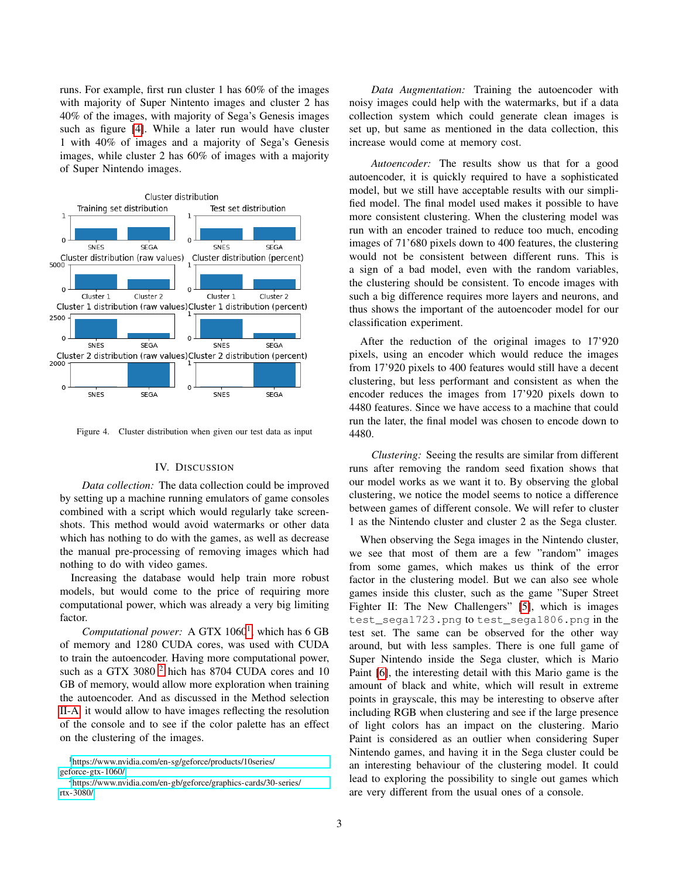runs. For example, first run cluster 1 has 60% of the images with majority of Super Nintento images and cluster 2 has 40% of the images, with majority of Sega's Genesis images such as figure [4]. While a later run would have cluster 1 with 40% of images and a majority of Sega's Genesis images, while cluster 2 has 60% of images with a majority of Super Nintendo images.

Cluster distribution

Training set distribution

Test set distribution

1

0

SNES

SEGA

Cluster distribution (raw values)

Cluster distribution (percent)

5000

0

Cluster 1

Cluster 2

Cluster 1 distribution (raw values)

Cluster 1 distribution (percent)

2500

Cluster 2 distribution (raw values)

Cluster 2 distribution (percent)

2000

Figure 4. Cluster distribution when given our test data as input

## IV. Discussion

*Data collection:* The data collection could be improved by setting up a machine running emulators of game consoles combined with a script which would regularly take screenshots. This method would avoid watermarks or other data which has nothing to do with the games, as well as decrease the manual pre-processing of removing images which had nothing to do with video games.

Increasing the database would help train more robust models, but would come to the price of requiring more computational power, which was already a very big limiting factor.

*Computational power:* A GTX 1060[1], which has 6 GB of memory and 1280 CUDA cores, was used with CUDA to train the autoencoder. Having more computational power, such as a GTX 3080 [2] hich has 8704 CUDA cores and 10 GB of memory, would allow more exploration when training the autoencoder. And as discussed in the Method selection II-A, it would allow to have images reflecting the resolution of the console and to see if the color palette has an effect on the clustering of the images.

[1] https://www.nvidia.com/en-sg/geforce/products/10series/geforce-gtx-1060/

[2] https://www.nvidia.com/en-gb/geforce/graphics-cards/30-series/rtx-3080/

*Data Augmentation:* Training the autoencoder with noisy images could help with the watermarks, but if a data collection system which could generate clean images is set up, but same as mentioned in the data collection, this increase would come at memory cost.

*Autoencoder:* The results show us that for a good autoencoder, it is quickly required to have a sophisticated model, but we still have acceptable results with our simplified model. The final model used makes it possible to have more consistent clustering. When the clustering model was run with an encoder trained to reduce too much, encoding images of 71'680 pixels down to 400 features, the clustering would not be consistent between different runs. This is a sign of a bad model, even with the random variables, the clustering should be consistent. To encode images with such a big difference requires more layers and neurons, and thus shows the important of the autoencoder model for our classification experiment.

After the reduction of the original images to 17'920 pixels, using an encoder which would reduce the images from 17'920 pixels to 400 features would still have a decent clustering, but less performant and consistent as when the encoder reduces the images from 17'920 pixels down to 4480 features. Since we have access to a machine that could run the later, the final model was chosen to encode down to 4480.

*Clustering:* Seeing the results are similar from different runs after removing the random seed fixation shows that our model works as we want it to. By observing the global clustering, we notice the model seems to notice a difference between games of different console. We will refer to cluster 1 as the Nintendo cluster and cluster 2 as the Sega cluster.

When observing the Sega images in the Nintendo cluster, we see that most of them are a few "random" images from some games, which makes us think of the error factor in the clustering model. But we can also see whole games inside this cluster, such as the game "Super Street Fighter II: The New Challengers" [5], which is images `test_sega1723.png` to `test_sega1806.png` in the test set. The same can be observed for the other way around, but with less samples. There is one full game of Super Nintendo inside the Sega cluster, which is Mario Paint [6], the interesting detail with this Mario game is the amount of black and white, which will result in extreme points in grayscale, this may be interesting to observe after including RGB when clustering and see if the large presence of light colors has an impact on the clustering. Mario Paint is considered as an outlier when considering Super Nintendo games, and having it in the Sega cluster could be an interesting behaviour of the clustering model. It could lead to exploring the possibility to single out games which are very different from the usual ones of a console.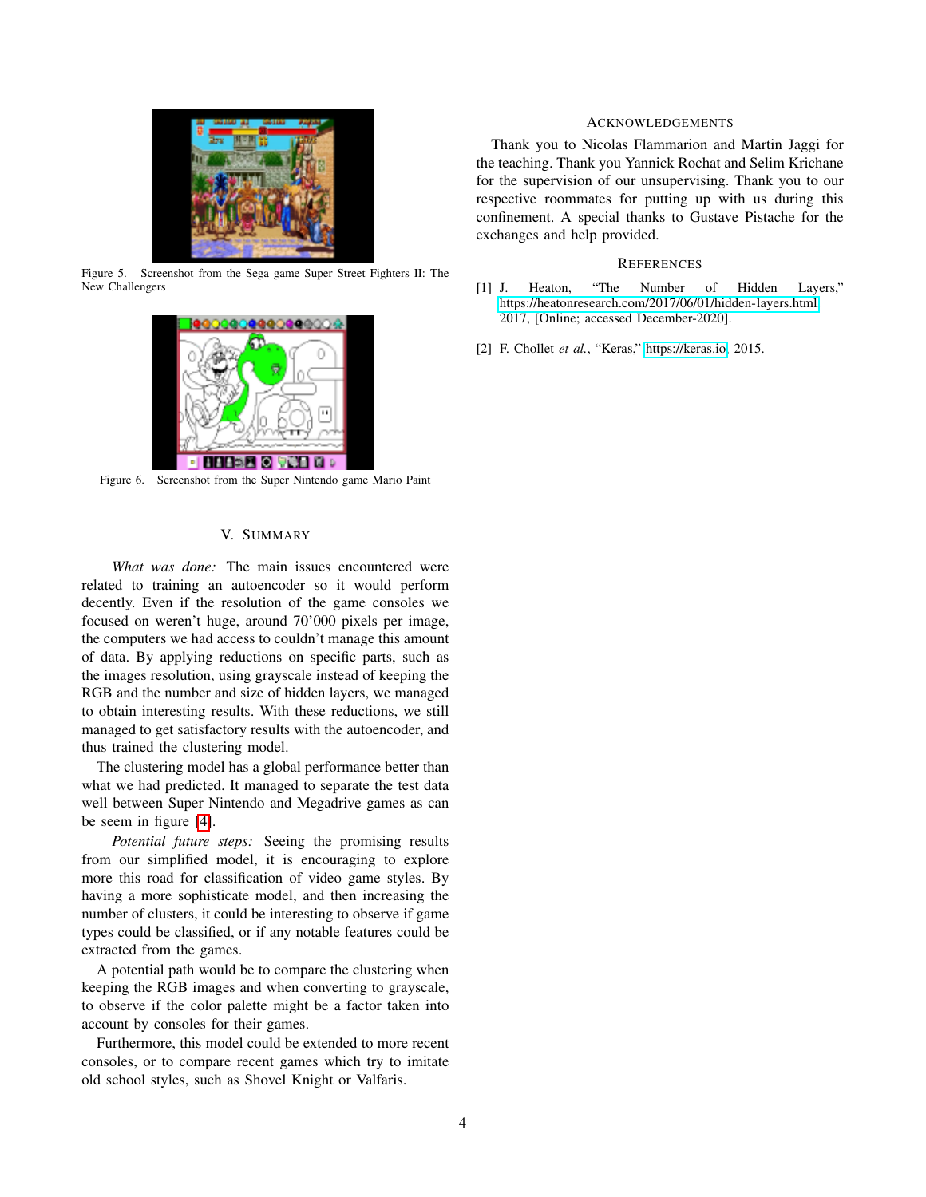Figure 5. Screenshot from the Sega game Super Street Fighters II: The New Challengers

Figure 6. Screenshot from the Super Nintendo game Mario Paint

## V. Summary

*What was done:* The main issues encountered were related to training an autoencoder so it would perform decently. Even if the resolution of the game consoles we focused on weren't huge, around 70'000 pixels per image, the computers we had access to couldn't manage this amount of data. By applying reductions on specific parts, such as the images resolution, using grayscale instead of keeping the RGB and the number and size of hidden layers, we managed to obtain interesting results. With these reductions, we still managed to get satisfactory results with the autoencoder, and thus trained the clustering model.

The clustering model has a global performance better than what we had predicted. It managed to separate the test data well between Super Nintendo and Megadrive games as can be seem in figure [4].

*Potential future steps:* Seeing the promising results from our simplified model, it is encouraging to explore more this road for classification of video game styles. By having a more sophisticate model, and then increasing the number of clusters, it could be interesting to observe if game types could be classified, or if any notable features could be extracted from the games.

A potential path would be to compare the clustering when keeping the RGB images and when converting to grayscale, to observe if the color palette might be a factor taken into account by consoles for their games.

Furthermore, this model could be extended to more recent consoles, or to compare recent games which try to imitate old school styles, such as Shovel Knight or Valfaris.

## Acknowledgements

Thank you to Nicolas Flammarion and Martin Jaggi for the teaching. Thank you Yannick Rochat and Selim Krichane for the supervision of our unsupervising. Thank you to our respective roommates for putting up with us during this confinement. A special thanks to Gustave Pistache for the exchanges and help provided.

## References

[1] J. Heaton, "The Number of Hidden Layers," https://heatonresearch.com/2017/06/01/hidden-layers.html, 2017, [Online; accessed December-2020].

[2] F. Chollet *et al.*, "Keras," https://keras.io, 2015.